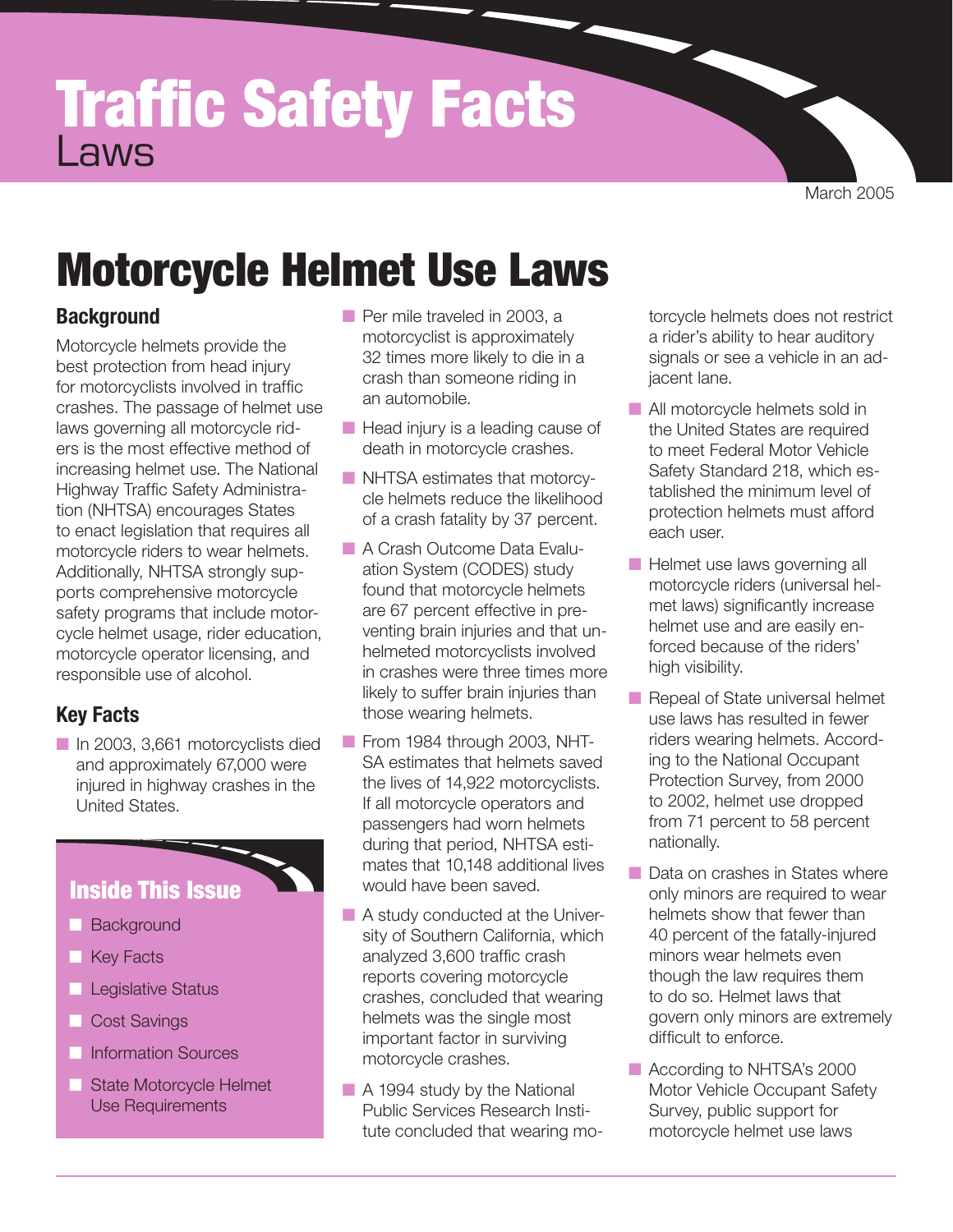# Traffic Safety Facts

Laws

March 2005

# Motorcycle Helmet Use Laws

## Background

Motorcycle helmets provide the best protection from head injury for motorcyclists involved in traffic crashes. The passage of helmet use laws governing all motorcycle riders is the most effective method of increasing helmet use. The National Highway Traffic Safety Administration (NHTSA) encourages States to enact legislation that requires all motorcycle riders to wear helmets. Additionally, NHTSA strongly supports comprehensive motorcycle safety programs that include motorcycle helmet usage, rider education, motorcycle operator licensing, and responsible use of alcohol.

## Key Facts

- In 2003, 3,661 motorcyclists died and approximately 67,000 were injured in highway crashes in the United States.
- Per mile traveled in 2003, a motorcyclist is approximately 32 times more likely to die in a crash than someone riding in an automobile.
- Head injury is a leading cause of death in motorcycle crashes.
- NHTSA estimates that motorcycle helmets reduce the likelihood of a crash fatality by 37 percent.
- A Crash Outcome Data Evaluation System (CODES) study found that motorcycle helmets are 67 percent effective in preventing brain injuries and that unhelmeted motorcyclists involved in crashes were three times more likely to suffer brain injuries than those wearing helmets.
- From 1984 through 2003, NHTSA estimates that helmets saved the lives of 14,922 motorcyclists. If all motorcycle operators and passengers had worn helmets during that period, NHTSA estimates that 10,148 additional lives would have been saved.
- A study conducted at the University of Southern California, which analyzed 3,600 traffic crash reports covering motorcycle crashes, concluded that wearing helmets was the single most important factor in surviving motorcycle crashes.
- A 1994 study by the National Public Services Research Institute concluded that wearing motorcycle helmets does not restrict a rider's ability to hear auditory signals or see a vehicle in an adjacent lane.
- All motorcycle helmets sold in the United States are required to meet Federal Motor Vehicle Safety Standard 218, which established the minimum level of protection helmets must afford each user.
- Helmet use laws governing all motorcycle riders (universal helmet laws) significantly increase helmet use and are easily enforced because of the riders' high visibility.
- Repeal of State universal helmet use laws has resulted in fewer riders wearing helmets. According to the National Occupant Protection Survey, from 2000 to 2002, helmet use dropped from 71 percent to 58 percent nationally.
- Data on crashes in States where only minors are required to wear helmets show that fewer than 40 percent of the fatally-injured minors wear helmets even though the law requires them to do so. Helmet laws that govern only minors are extremely difficult to enforce.
- According to NHTSA's 2000 Motor Vehicle Occupant Safety Survey, public support for motorcycle helmet use laws

### Inside This Issue

- Background
- Key Facts
- Legislative Status
- Cost Savings
- Information Sources
- State Motorcycle Helmet Use Requirements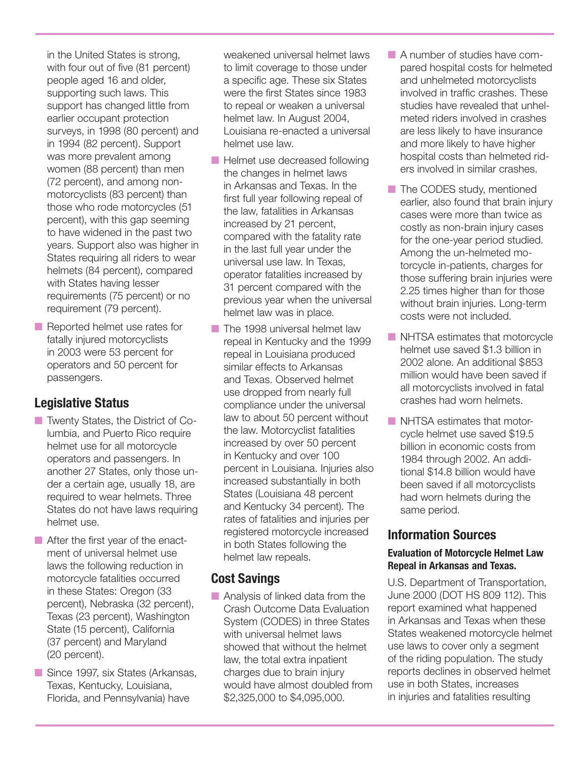in the United States is strong, with four out of five (81 percent) people aged 16 and older, supporting such laws. This support has changed little from earlier occupant protection surveys, in 1998 (80 percent) and in 1994 (82 percent). Support was more prevalent among women (88 percent) than men (72 percent), and among non-motorcyclists (83 percent) than those who rode motorcycles (51 percent), with this gap seeming to have widened in the past two years. Support also was higher in States requiring all riders to wear helmets (84 percent), compared with States having lesser requirements (75 percent) or no requirement (79 percent).

- Reported helmet use rates for fatally injured motorcyclists in 2003 were 53 percent for operators and 50 percent for passengers.

## Legislative Status

- Twenty States, the District of Columbia, and Puerto Rico require helmet use for all motorcycle operators and passengers. In another 27 States, only those under a certain age, usually 18, are required to wear helmets. Three States do not have laws requiring helmet use.
- After the first year of the enactment of universal helmet use laws the following reduction in motorcycle fatalities occurred in these States: Oregon (33 percent), Nebraska (32 percent), Texas (23 percent), Washington State (15 percent), California (37 percent) and Maryland (20 percent).
- Since 1997, six States (Arkansas, Texas, Kentucky, Louisiana, Florida, and Pennsylvania) have weakened universal helmet laws to limit coverage to those under a specific age. These six States were the first States since 1983 to repeal or weaken a universal helmet law. In August 2004, Louisiana re-enacted a universal helmet use law.
- Helmet use decreased following the changes in helmet laws in Arkansas and Texas. In the first full year following repeal of the law, fatalities in Arkansas increased by 21 percent, compared with the fatality rate in the last full year under the universal use law. In Texas, operator fatalities increased by 31 percent compared with the previous year when the universal helmet law was in place.
- The 1998 universal helmet law repeal in Kentucky and the 1999 repeal in Louisiana produced similar effects to Arkansas and Texas. Observed helmet use dropped from nearly full compliance under the universal law to about 50 percent without the law. Motorcyclist fatalities increased by over 50 percent in Kentucky and over 100 percent in Louisiana. Injuries also increased substantially in both States (Louisiana 48 percent and Kentucky 34 percent). The rates of fatalities and injuries per registered motorcycle increased in both States following the helmet law repeals.

## Cost Savings

- Analysis of linked data from the Crash Outcome Data Evaluation System (CODES) in three States with universal helmet laws showed that without the helmet law, the total extra inpatient charges due to brain injury would have almost doubled from $2,325,000 to $4,095,000.
- A number of studies have compared hospital costs for helmeted and unhelmeted motorcyclists involved in traffic crashes. These studies have revealed that unhelmeted riders involved in crashes are less likely to have insurance and more likely to have higher hospital costs than helmeted riders involved in similar crashes.
- The CODES study, mentioned earlier, also found that brain injury cases were more than twice as costly as non-brain injury cases for the one-year period studied. Among the un-helmeted motorcycle in-patients, charges for those suffering brain injuries were 2.25 times higher than for those without brain injuries. Long-term costs were not included.
- NHTSA estimates that motorcycle helmet use saved $1.3 billion in 2002 alone. An additional $853 million would have been saved if all motorcyclists involved in fatal crashes had worn helmets.
- NHTSA estimates that motorcycle helmet use saved $19.5 billion in economic costs from 1984 through 2002. An additional $14.8 billion would have been saved if all motorcyclists had worn helmets during the same period.

## Information Sources

### Evaluation of Motorcycle Helmet Law Repeal in Arkansas and Texas.

U.S. Department of Transportation, June 2000 (DOT HS 809 112). This report examined what happened in Arkansas and Texas when these States weakened motorcycle helmet use laws to cover only a segment of the riding population. The study reports declines in observed helmet use in both States, increases in injuries and fatalities resulting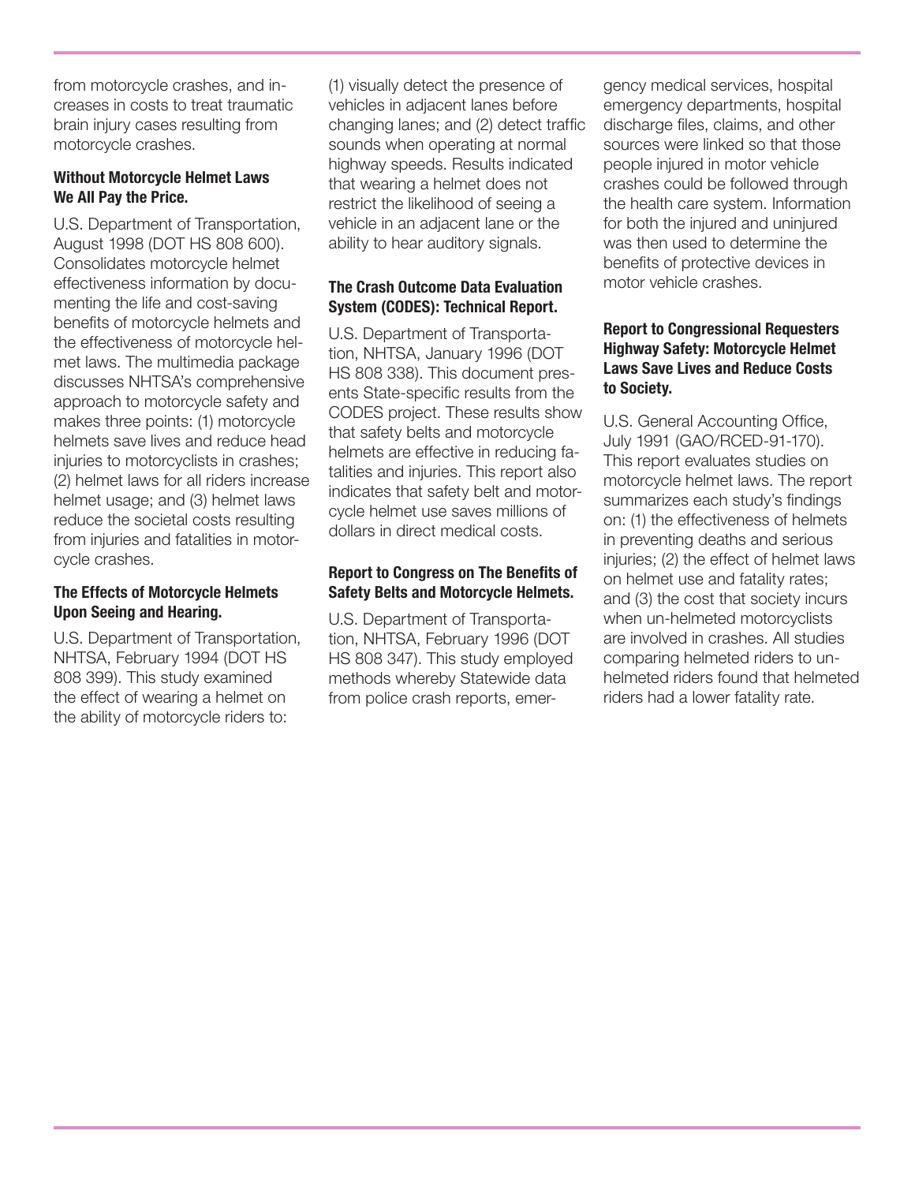from motorcycle crashes, and increases in costs to treat traumatic brain injury cases resulting from motorcycle crashes.

**Without Motorcycle Helmet Laws We All Pay the Price.**

U.S. Department of Transportation, August 1998 (DOT HS 808 600). Consolidates motorcycle helmet effectiveness information by documenting the life and cost-saving benefits of motorcycle helmets and the effectiveness of motorcycle helmet laws. The multimedia package discusses NHTSA's comprehensive approach to motorcycle safety and makes three points: (1) motorcycle helmets save lives and reduce head injuries to motorcyclists in crashes; (2) helmet laws for all riders increase helmet usage; and (3) helmet laws reduce the societal costs resulting from injuries and fatalities in motorcycle crashes.

**The Effects of Motorcycle Helmets Upon Seeing and Hearing.**

U.S. Department of Transportation, NHTSA, February 1994 (DOT HS 808 399). This study examined the effect of wearing a helmet on the ability of motorcycle riders to: (1) visually detect the presence of vehicles in adjacent lanes before changing lanes; and (2) detect traffic sounds when operating at normal highway speeds. Results indicated that wearing a helmet does not restrict the likelihood of seeing a vehicle in an adjacent lane or the ability to hear auditory signals.

**The Crash Outcome Data Evaluation System (CODES): Technical Report.**

U.S. Department of Transportation, NHTSA, January 1996 (DOT HS 808 338). This document presents State-specific results from the CODES project. These results show that safety belts and motorcycle helmets are effective in reducing fatalities and injuries. This report also indicates that safety belt and motorcycle helmet use saves millions of dollars in direct medical costs.

**Report to Congress on The Benefits of Safety Belts and Motorcycle Helmets.**

U.S. Department of Transportation, NHTSA, February 1996 (DOT HS 808 347). This study employed methods whereby Statewide data from police crash reports, emergency medical services, hospital emergency departments, hospital discharge files, claims, and other sources were linked so that those people injured in motor vehicle crashes could be followed through the health care system. Information for both the injured and uninjured was then used to determine the benefits of protective devices in motor vehicle crashes.

**Report to Congressional Requesters Highway Safety: Motorcycle Helmet Laws Save Lives and Reduce Costs to Society.**

U.S. General Accounting Office, July 1991 (GAO/RCED-91-170). This report evaluates studies on motorcycle helmet laws. The report summarizes each study's findings on: (1) the effectiveness of helmets in preventing deaths and serious injuries; (2) the effect of helmet laws on helmet use and fatality rates; and (3) the cost that society incurs when un-helmeted motorcyclists are involved in crashes. All studies comparing helmeted riders to un-helmeted riders found that helmeted riders had a lower fatality rate.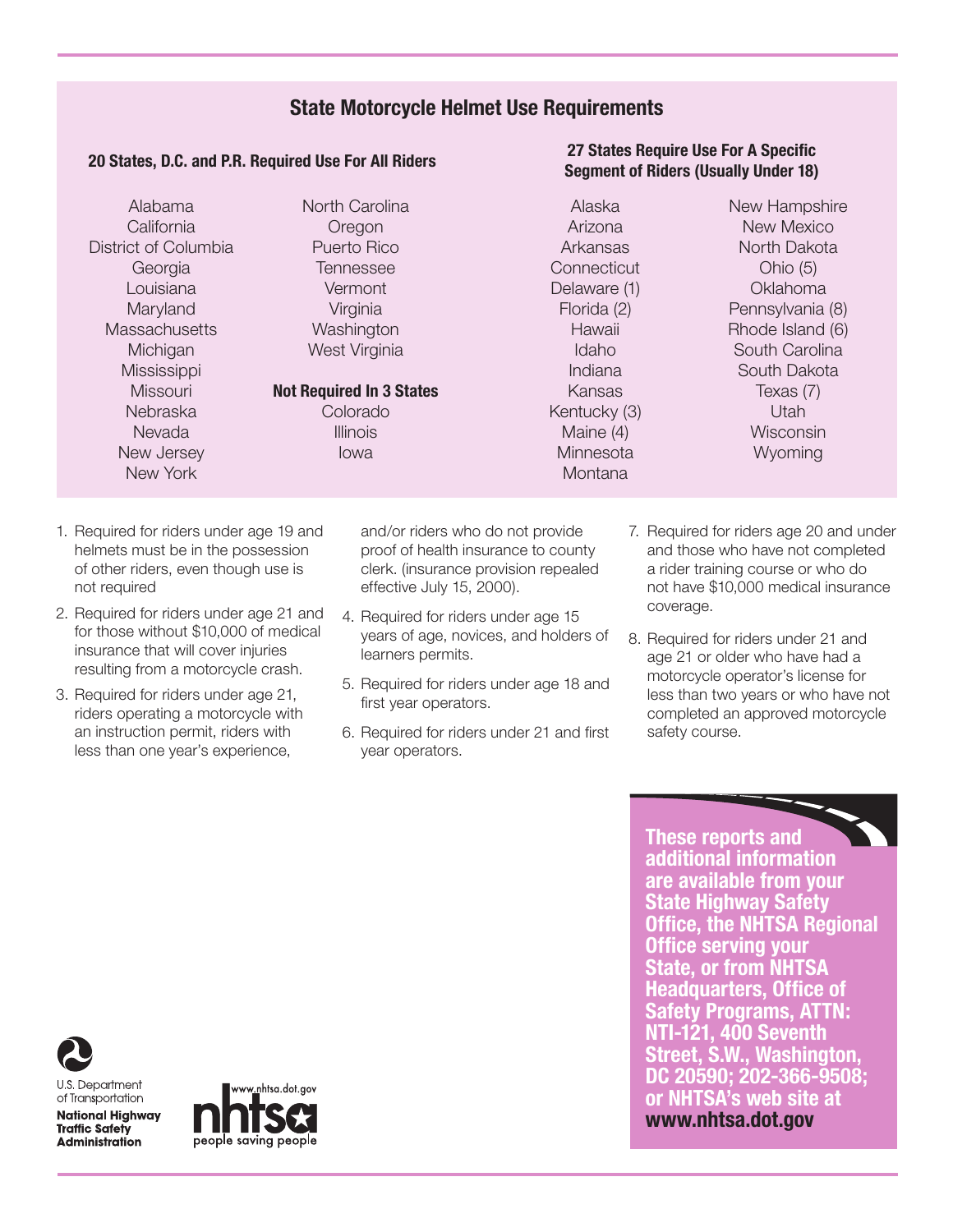## State Motorcycle Helmet Use Requirements

**20 States, D.C. and P.R. Required Use For All Riders**

Alabama
California
District of Columbia
Georgia
Louisiana
Maryland
Massachusetts
Michigan
Mississippi
Missouri
Nebraska
Nevada
New Jersey
New York
North Carolina
Oregon
Puerto Rico
Tennessee
Vermont
Virginia
Washington
West Virginia

**Not Required In 3 States**

Colorado
Illinois
Iowa

**27 States Require Use For A Specific Segment of Riders (Usually Under 18)**

Alaska
Arizona
Arkansas
Connecticut
Delaware (1)
Florida (2)
Hawaii
Idaho
Indiana
Kansas
Kentucky (3)
Maine (4)
Minnesota
Montana
New Hampshire
New Mexico
North Dakota
Ohio (5)
Oklahoma
Pennsylvania (8)
Rhode Island (6)
South Carolina
South Dakota
Texas (7)
Utah
Wisconsin
Wyoming

1. Required for riders under age 19 and helmets must be in the possession of other riders, even though use is not required
2. Required for riders under age 21 and for those without $10,000 of medical insurance that will cover injuries resulting from a motorcycle crash.
3. Required for riders under age 21, riders operating a motorcycle with an instruction permit, riders with less than one year's experience, and/or riders who do not provide proof of health insurance to county clerk. (insurance provision repealed effective July 15, 2000).
4. Required for riders under age 15 years of age, novices, and holders of learners permits.
5. Required for riders under age 18 and first year operators.
6. Required for riders under 21 and first year operators.
7. Required for riders age 20 and under and those who have not completed a rider training course or who do not have $10,000 medical insurance coverage.
8. Required for riders under 21 and age 21 or older who have had a motorcycle operator's license for less than two years or who have not completed an approved motorcycle safety course.

**These reports and additional information are available from your State Highway Safety Office, the NHTSA Regional Office serving your State, or from NHTSA Headquarters, Office of Safety Programs, ATTN: NTI-121, 400 Seventh Street, S.W., Washington, DC 20590; 202-366-9508; or NHTSA's web site at www.nhtsa.dot.gov**

U.S. Department of Transportation
**National Highway Traffic Safety Administration**

www.nhtsa.dot.gov
nhtsa
people saving people